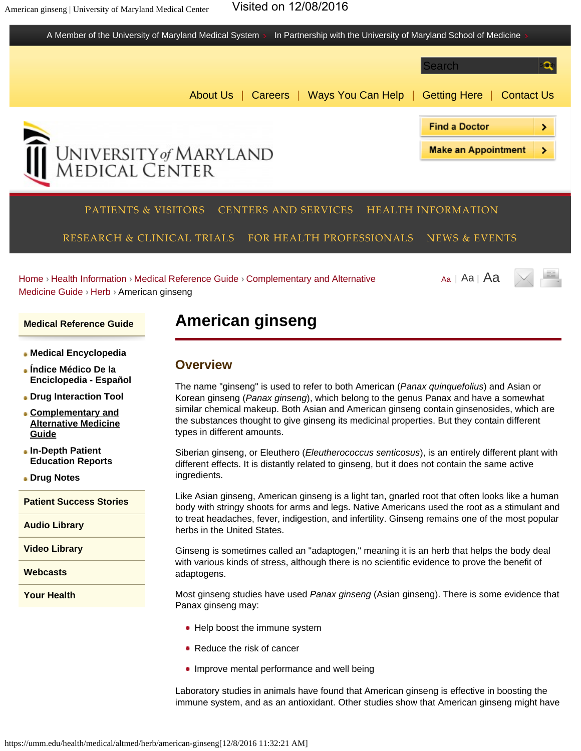# American ginseng

## Overview

The name "ginseng" is used to refer to both American (*Panax quinquefolius*) and Asian or Korean ginseng (*Panax ginseng*), which belong to the genus Panax and have a somewhat similar chemical makeup. Both Asian and American ginseng contain ginsenosides, which are the substances thought to give ginseng its medicinal properties. But they contain different types in different amounts.

Siberian ginseng, or Eleuthero (*Eleutherococcus senticosus*), is an entirely different plant with different effects. It is distantly related to ginseng, but it does not contain the same active ingredients.

Like Asian ginseng, American ginseng is a light tan, gnarled root that often looks like a human body with stringy shoots for arms and legs. Native Americans used the root as a stimulant and to treat headaches, fever, indigestion, and infertility. Ginseng remains one of the most popular herbs in the United States.

Ginseng is sometimes called an "adaptogen," meaning it is an herb that helps the body deal with various kinds of stress, although there is no scientific evidence to prove the benefit of adaptogens.

Most ginseng studies have used *Panax ginseng* (Asian ginseng). There is some evidence that Panax ginseng may:

- Help boost the immune system
- Reduce the risk of cancer
- Improve mental performance and well being

Laboratory studies in animals have found that American ginseng is effective in boosting the immune system, and as an antioxidant. Other studies show that American ginseng might have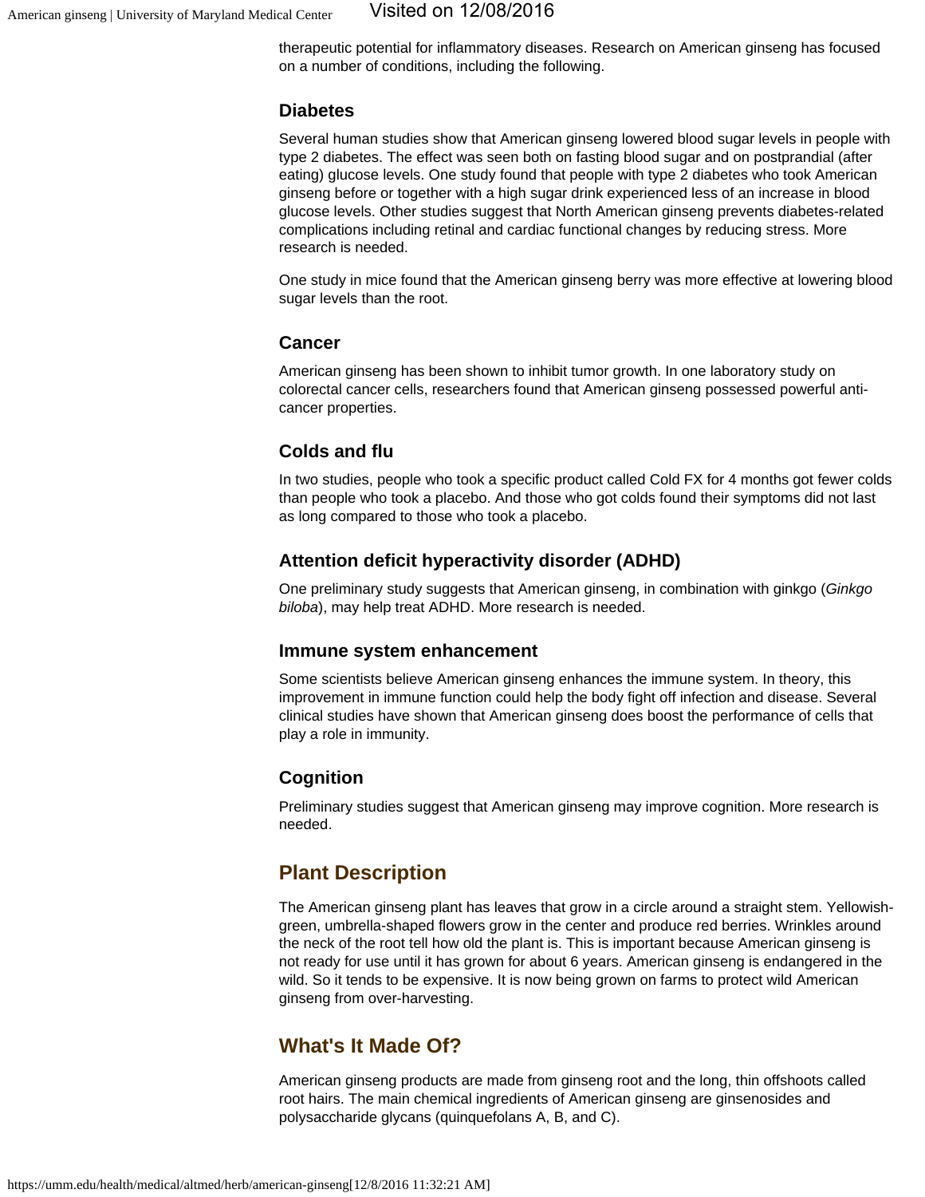therapeutic potential for inflammatory diseases. Research on American ginseng has focused on a number of conditions, including the following.

### Diabetes

Several human studies show that American ginseng lowered blood sugar levels in people with type 2 diabetes. The effect was seen both on fasting blood sugar and on postprandial (after eating) glucose levels. One study found that people with type 2 diabetes who took American ginseng before or together with a high sugar drink experienced less of an increase in blood glucose levels. Other studies suggest that North American ginseng prevents diabetes-related complications including retinal and cardiac functional changes by reducing stress. More research is needed.

One study in mice found that the American ginseng berry was more effective at lowering blood sugar levels than the root.

### Cancer

American ginseng has been shown to inhibit tumor growth. In one laboratory study on colorectal cancer cells, researchers found that American ginseng possessed powerful anti-cancer properties.

### Colds and flu

In two studies, people who took a specific product called Cold FX for 4 months got fewer colds than people who took a placebo. And those who got colds found their symptoms did not last as long compared to those who took a placebo.

### Attention deficit hyperactivity disorder (ADHD)

One preliminary study suggests that American ginseng, in combination with ginkgo (*Ginkgo biloba*), may help treat ADHD. More research is needed.

### Immune system enhancement

Some scientists believe American ginseng enhances the immune system. In theory, this improvement in immune function could help the body fight off infection and disease. Several clinical studies have shown that American ginseng does boost the performance of cells that play a role in immunity.

### Cognition

Preliminary studies suggest that American ginseng may improve cognition. More research is needed.

## Plant Description

The American ginseng plant has leaves that grow in a circle around a straight stem. Yellowish-green, umbrella-shaped flowers grow in the center and produce red berries. Wrinkles around the neck of the root tell how old the plant is. This is important because American ginseng is not ready for use until it has grown for about 6 years. American ginseng is endangered in the wild. So it tends to be expensive. It is now being grown on farms to protect wild American ginseng from over-harvesting.

## What's It Made Of?

American ginseng products are made from ginseng root and the long, thin offshoots called root hairs. The main chemical ingredients of American ginseng are ginsenosides and polysaccharide glycans (quinquefolans A, B, and C).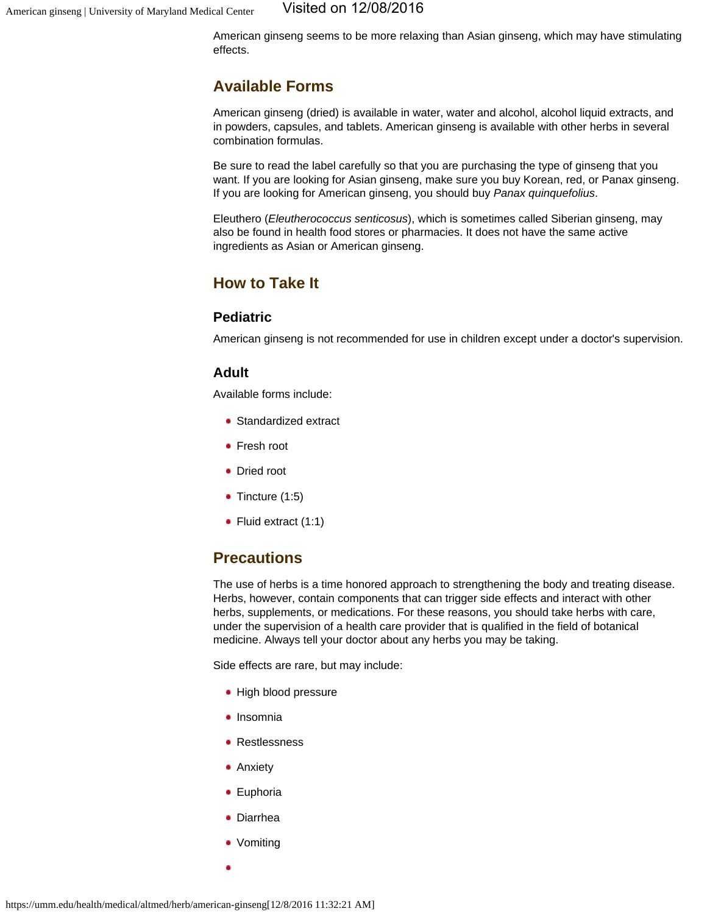American ginseng seems to be more relaxing than Asian ginseng, which may have stimulating effects.

## Available Forms

American ginseng (dried) is available in water, water and alcohol, alcohol liquid extracts, and in powders, capsules, and tablets. American ginseng is available with other herbs in several combination formulas.

Be sure to read the label carefully so that you are purchasing the type of ginseng that you want. If you are looking for Asian ginseng, make sure you buy Korean, red, or Panax ginseng. If you are looking for American ginseng, you should buy *Panax quinquefolius*.

Eleuthero (*Eleutherococcus senticosus*), which is sometimes called Siberian ginseng, may also be found in health food stores or pharmacies. It does not have the same active ingredients as Asian or American ginseng.

## How to Take It

### Pediatric

American ginseng is not recommended for use in children except under a doctor's supervision.

### Adult

Available forms include:

- Standardized extract
- Fresh root
- Dried root
- Tincture (1:5)
- Fluid extract (1:1)

## Precautions

The use of herbs is a time honored approach to strengthening the body and treating disease. Herbs, however, contain components that can trigger side effects and interact with other herbs, supplements, or medications. For these reasons, you should take herbs with care, under the supervision of a health care provider that is qualified in the field of botanical medicine. Always tell your doctor about any herbs you may be taking.

Side effects are rare, but may include:

- High blood pressure
- Insomnia
- Restlessness
- Anxiety
- Euphoria
- Diarrhea
- Vomiting
-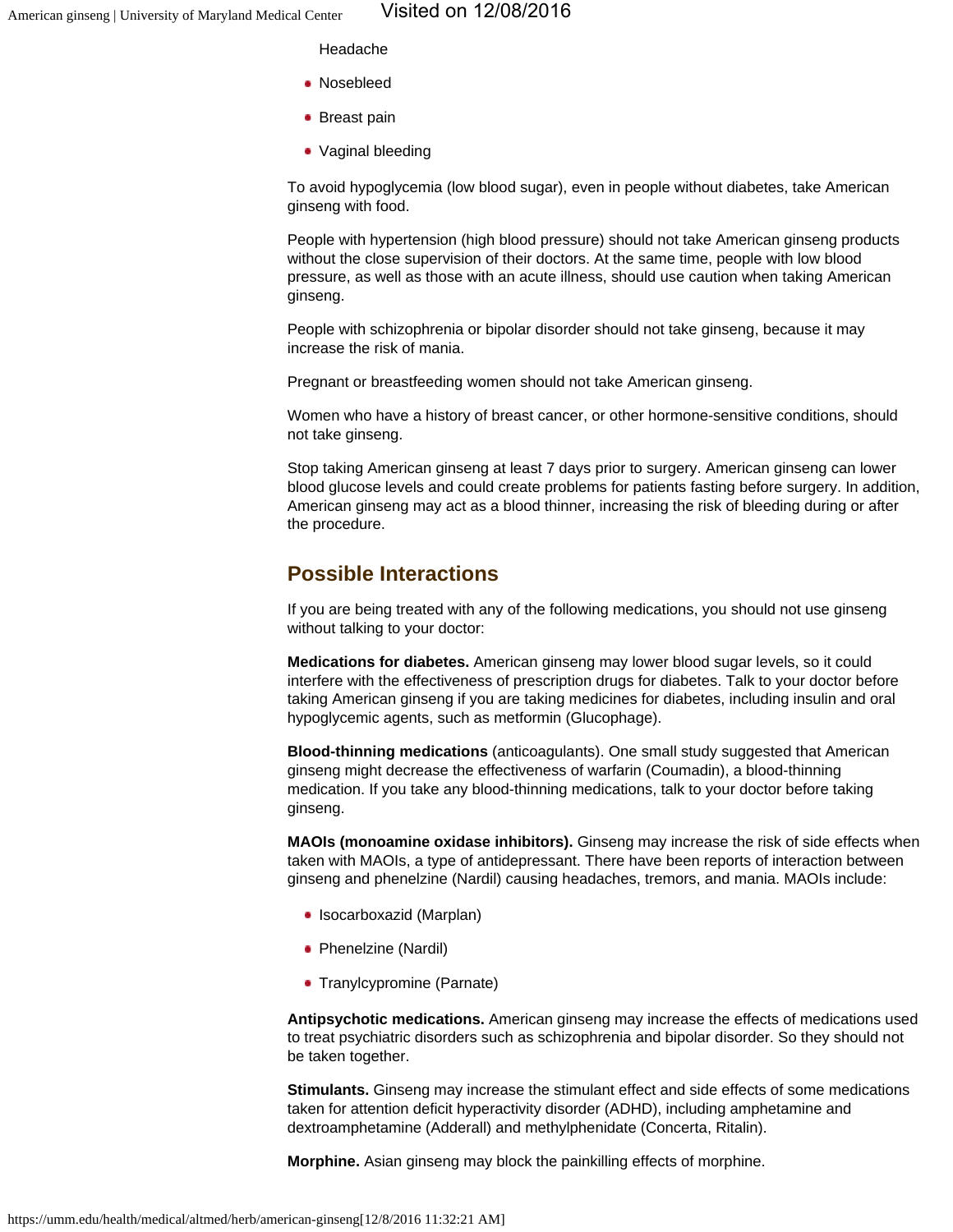- Headache
- Nosebleed
- Breast pain
- Vaginal bleeding

To avoid hypoglycemia (low blood sugar), even in people without diabetes, take American ginseng with food.

People with hypertension (high blood pressure) should not take American ginseng products without the close supervision of their doctors. At the same time, people with low blood pressure, as well as those with an acute illness, should use caution when taking American ginseng.

People with schizophrenia or bipolar disorder should not take ginseng, because it may increase the risk of mania.

Pregnant or breastfeeding women should not take American ginseng.

Women who have a history of breast cancer, or other hormone-sensitive conditions, should not take ginseng.

Stop taking American ginseng at least 7 days prior to surgery. American ginseng can lower blood glucose levels and could create problems for patients fasting before surgery. In addition, American ginseng may act as a blood thinner, increasing the risk of bleeding during or after the procedure.

## Possible Interactions

If you are being treated with any of the following medications, you should not use ginseng without talking to your doctor:

**Medications for diabetes.** American ginseng may lower blood sugar levels, so it could interfere with the effectiveness of prescription drugs for diabetes. Talk to your doctor before taking American ginseng if you are taking medicines for diabetes, including insulin and oral hypoglycemic agents, such as metformin (Glucophage).

**Blood-thinning medications** (anticoagulants). One small study suggested that American ginseng might decrease the effectiveness of warfarin (Coumadin), a blood-thinning medication. If you take any blood-thinning medications, talk to your doctor before taking ginseng.

**MAOIs (monoamine oxidase inhibitors).** Ginseng may increase the risk of side effects when taken with MAOIs, a type of antidepressant. There have been reports of interaction between ginseng and phenelzine (Nardil) causing headaches, tremors, and mania. MAOIs include:

- Isocarboxazid (Marplan)
- Phenelzine (Nardil)
- Tranylcypromine (Parnate)

**Antipsychotic medications.** American ginseng may increase the effects of medications used to treat psychiatric disorders such as schizophrenia and bipolar disorder. So they should not be taken together.

**Stimulants.** Ginseng may increase the stimulant effect and side effects of some medications taken for attention deficit hyperactivity disorder (ADHD), including amphetamine and dextroamphetamine (Adderall) and methylphenidate (Concerta, Ritalin).

**Morphine.** Asian ginseng may block the painkilling effects of morphine.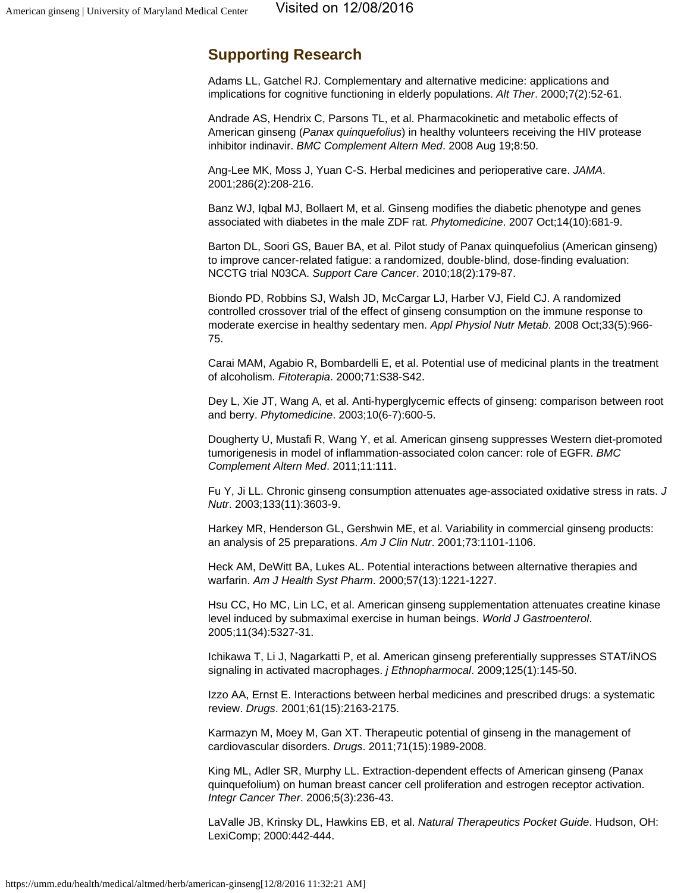## Supporting Research

Adams LL, Gatchel RJ. Complementary and alternative medicine: applications and implications for cognitive functioning in elderly populations. *Alt Ther*. 2000;7(2):52-61.

Andrade AS, Hendrix C, Parsons TL, et al. Pharmacokinetic and metabolic effects of American ginseng (*Panax quinquefolius*) in healthy volunteers receiving the HIV protease inhibitor indinavir. *BMC Complement Altern Med*. 2008 Aug 19;8:50.

Ang-Lee MK, Moss J, Yuan C-S. Herbal medicines and perioperative care. *JAMA*. 2001;286(2):208-216.

Banz WJ, Iqbal MJ, Bollaert M, et al. Ginseng modifies the diabetic phenotype and genes associated with diabetes in the male ZDF rat. *Phytomedicine*. 2007 Oct;14(10):681-9.

Barton DL, Soori GS, Bauer BA, et al. Pilot study of Panax quinquefolius (American ginseng) to improve cancer-related fatigue: a randomized, double-blind, dose-finding evaluation: NCCTG trial N03CA. *Support Care Cancer*. 2010;18(2):179-87.

Biondo PD, Robbins SJ, Walsh JD, McCargar LJ, Harber VJ, Field CJ. A randomized controlled crossover trial of the effect of ginseng consumption on the immune response to moderate exercise in healthy sedentary men. *Appl Physiol Nutr Metab*. 2008 Oct;33(5):966-75.

Carai MAM, Agabio R, Bombardelli E, et al. Potential use of medicinal plants in the treatment of alcoholism. *Fitoterapia*. 2000;71:S38-S42.

Dey L, Xie JT, Wang A, et al. Anti-hyperglycemic effects of ginseng: comparison between root and berry. *Phytomedicine*. 2003;10(6-7):600-5.

Dougherty U, Mustafi R, Wang Y, et al. American ginseng suppresses Western diet-promoted tumorigenesis in model of inflammation-associated colon cancer: role of EGFR. *BMC Complement Altern Med*. 2011;11:111.

Fu Y, Ji LL. Chronic ginseng consumption attenuates age-associated oxidative stress in rats. *J Nutr*. 2003;133(11):3603-9.

Harkey MR, Henderson GL, Gershwin ME, et al. Variability in commercial ginseng products: an analysis of 25 preparations. *Am J Clin Nutr*. 2001;73:1101-1106.

Heck AM, DeWitt BA, Lukes AL. Potential interactions between alternative therapies and warfarin. *Am J Health Syst Pharm*. 2000;57(13):1221-1227.

Hsu CC, Ho MC, Lin LC, et al. American ginseng supplementation attenuates creatine kinase level induced by submaximal exercise in human beings. *World J Gastroenterol*. 2005;11(34):5327-31.

Ichikawa T, Li J, Nagarkatti P, et al. American ginseng preferentially suppresses STAT/iNOS signaling in activated macrophages. *j Ethnopharmocal*. 2009;125(1):145-50.

Izzo AA, Ernst E. Interactions between herbal medicines and prescribed drugs: a systematic review. *Drugs*. 2001;61(15):2163-2175.

Karmazyn M, Moey M, Gan XT. Therapeutic potential of ginseng in the management of cardiovascular disorders. *Drugs*. 2011;71(15):1989-2008.

King ML, Adler SR, Murphy LL. Extraction-dependent effects of American ginseng (Panax quinquefolium) on human breast cancer cell proliferation and estrogen receptor activation. *Integr Cancer Ther*. 2006;5(3):236-43.

LaValle JB, Krinsky DL, Hawkins EB, et al. *Natural Therapeutics Pocket Guide*. Hudson, OH: LexiComp; 2000:442-444.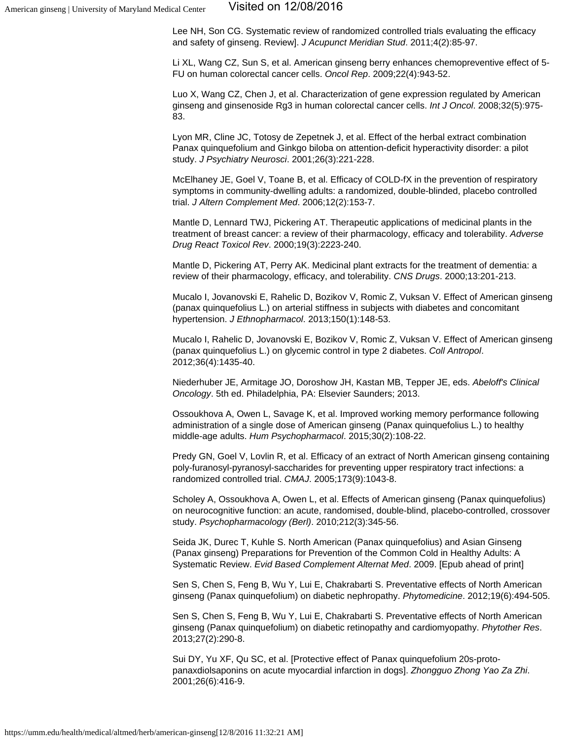Lee NH, Son CG. Systematic review of randomized controlled trials evaluating the efficacy and safety of ginseng. Review]. *J Acupunct Meridian Stud*. 2011;4(2):85-97.

Li XL, Wang CZ, Sun S, et al. American ginseng berry enhances chemopreventive effect of 5-FU on human colorectal cancer cells. *Oncol Rep*. 2009;22(4):943-52.

Luo X, Wang CZ, Chen J, et al. Characterization of gene expression regulated by American ginseng and ginsenoside Rg3 in human colorectal cancer cells. *Int J Oncol*. 2008;32(5):975-83.

Lyon MR, Cline JC, Totosy de Zepetnek J, et al. Effect of the herbal extract combination Panax quinquefolium and Ginkgo biloba on attention-deficit hyperactivity disorder: a pilot study. *J Psychiatry Neurosci*. 2001;26(3):221-228.

McElhaney JE, Goel V, Toane B, et al. Efficacy of COLD-fX in the prevention of respiratory symptoms in community-dwelling adults: a randomized, double-blinded, placebo controlled trial. *J Altern Complement Med*. 2006;12(2):153-7.

Mantle D, Lennard TWJ, Pickering AT. Therapeutic applications of medicinal plants in the treatment of breast cancer: a review of their pharmacology, efficacy and tolerability. *Adverse Drug React Toxicol Rev*. 2000;19(3):2223-240.

Mantle D, Pickering AT, Perry AK. Medicinal plant extracts for the treatment of dementia: a review of their pharmacology, efficacy, and tolerability. *CNS Drugs*. 2000;13:201-213.

Mucalo I, Jovanovski E, Rahelic D, Bozikov V, Romic Z, Vuksan V. Effect of American ginseng (panax quinquefolius L.) on arterial stiffness in subjects with diabetes and concomitant hypertension. *J Ethnopharmacol*. 2013;150(1):148-53.

Mucalo I, Rahelic D, Jovanovski E, Bozikov V, Romic Z, Vuksan V. Effect of American ginseng (panax quinquefolius L.) on glycemic control in type 2 diabetes. *Coll Antropol*. 2012;36(4):1435-40.

Niederhuber JE, Armitage JO, Doroshow JH, Kastan MB, Tepper JE, eds. *Abeloff's Clinical Oncology*. 5th ed. Philadelphia, PA: Elsevier Saunders; 2013.

Ossoukhova A, Owen L, Savage K, et al. Improved working memory performance following administration of a single dose of American ginseng (Panax quinquefolius L.) to healthy middle-age adults. *Hum Psychopharmacol*. 2015;30(2):108-22.

Predy GN, Goel V, Lovlin R, et al. Efficacy of an extract of North American ginseng containing poly-furanosyl-pyranosyl-saccharides for preventing upper respiratory tract infections: a randomized controlled trial. *CMAJ*. 2005;173(9):1043-8.

Scholey A, Ossoukhova A, Owen L, et al. Effects of American ginseng (Panax quinquefolius) on neurocognitive function: an acute, randomised, double-blind, placebo-controlled, crossover study. *Psychopharmacology (Berl)*. 2010;212(3):345-56.

Seida JK, Durec T, Kuhle S. North American (Panax quinquefolius) and Asian Ginseng (Panax ginseng) Preparations for Prevention of the Common Cold in Healthy Adults: A Systematic Review. *Evid Based Complement Alternat Med*. 2009. [Epub ahead of print]

Sen S, Chen S, Feng B, Wu Y, Lui E, Chakrabarti S. Preventative effects of North American ginseng (Panax quinquefolium) on diabetic nephropathy. *Phytomedicine*. 2012;19(6):494-505.

Sen S, Chen S, Feng B, Wu Y, Lui E, Chakrabarti S. Preventative effects of North American ginseng (Panax quinquefolium) on diabetic retinopathy and cardiomyopathy. *Phytother Res*. 2013;27(2):290-8.

Sui DY, Yu XF, Qu SC, et al. [Protective effect of Panax quinquefolium 20s-proto-panaxdiolsaponins on acute myocardial infarction in dogs]. *Zhongguo Zhong Yao Za Zhi*. 2001;26(6):416-9.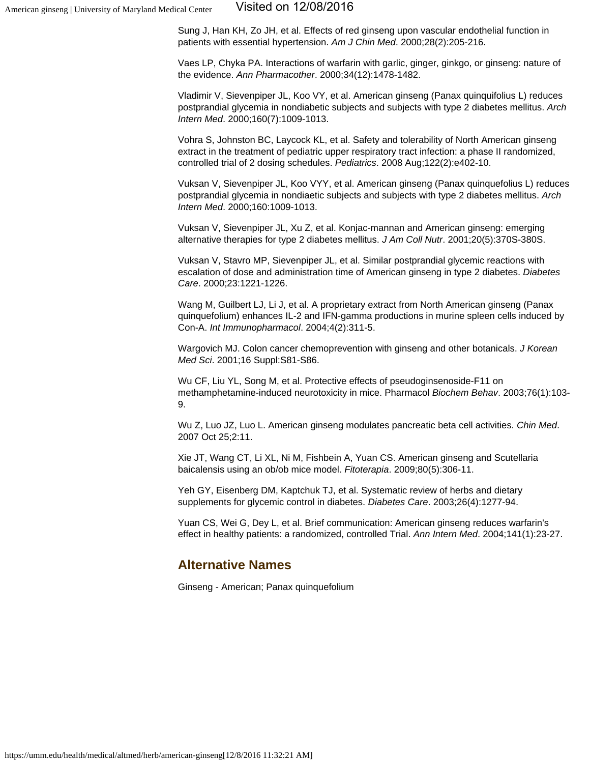Sung J, Han KH, Zo JH, et al. Effects of red ginseng upon vascular endothelial function in patients with essential hypertension. *Am J Chin Med*. 2000;28(2):205-216.

Vaes LP, Chyka PA. Interactions of warfarin with garlic, ginger, ginkgo, or ginseng: nature of the evidence. *Ann Pharmacother*. 2000;34(12):1478-1482.

Vladimir V, Sievenpiper JL, Koo VY, et al. American ginseng (Panax quinquifolius L) reduces postprandial glycemia in nondiabetic subjects and subjects with type 2 diabetes mellitus. *Arch Intern Med*. 2000;160(7):1009-1013.

Vohra S, Johnston BC, Laycock KL, et al. Safety and tolerability of North American ginseng extract in the treatment of pediatric upper respiratory tract infection: a phase II randomized, controlled trial of 2 dosing schedules. *Pediatrics*. 2008 Aug;122(2):e402-10.

Vuksan V, Sievenpiper JL, Koo VYY, et al. American ginseng (Panax quinquefolius L) reduces postprandial glycemia in nondiaetic subjects and subjects with type 2 diabetes mellitus. *Arch Intern Med*. 2000;160:1009-1013.

Vuksan V, Sievenpiper JL, Xu Z, et al. Konjac-mannan and American ginseng: emerging alternative therapies for type 2 diabetes mellitus. *J Am Coll Nutr*. 2001;20(5):370S-380S.

Vuksan V, Stavro MP, Sievenpiper JL, et al. Similar postprandial glycemic reactions with escalation of dose and administration time of American ginseng in type 2 diabetes. *Diabetes Care*. 2000;23:1221-1226.

Wang M, Guilbert LJ, Li J, et al. A proprietary extract from North American ginseng (Panax quinquefolium) enhances IL-2 and IFN-gamma productions in murine spleen cells induced by Con-A. *Int Immunopharmacol*. 2004;4(2):311-5.

Wargovich MJ. Colon cancer chemoprevention with ginseng and other botanicals. *J Korean Med Sci*. 2001;16 Suppl:S81-S86.

Wu CF, Liu YL, Song M, et al. Protective effects of pseudoginsenoside-F11 on methamphetamine-induced neurotoxicity in mice. Pharmacol *Biochem Behav*. 2003;76(1):103-9.

Wu Z, Luo JZ, Luo L. American ginseng modulates pancreatic beta cell activities. *Chin Med*. 2007 Oct 25;2:11.

Xie JT, Wang CT, Li XL, Ni M, Fishbein A, Yuan CS. American ginseng and Scutellaria baicalensis using an ob/ob mice model. *Fitoterapia*. 2009;80(5):306-11.

Yeh GY, Eisenberg DM, Kaptchuk TJ, et al. Systematic review of herbs and dietary supplements for glycemic control in diabetes. *Diabetes Care*. 2003;26(4):1277-94.

Yuan CS, Wei G, Dey L, et al. Brief communication: American ginseng reduces warfarin's effect in healthy patients: a randomized, controlled Trial. *Ann Intern Med*. 2004;141(1):23-27.

## Alternative Names

Ginseng - American; Panax quinquefolium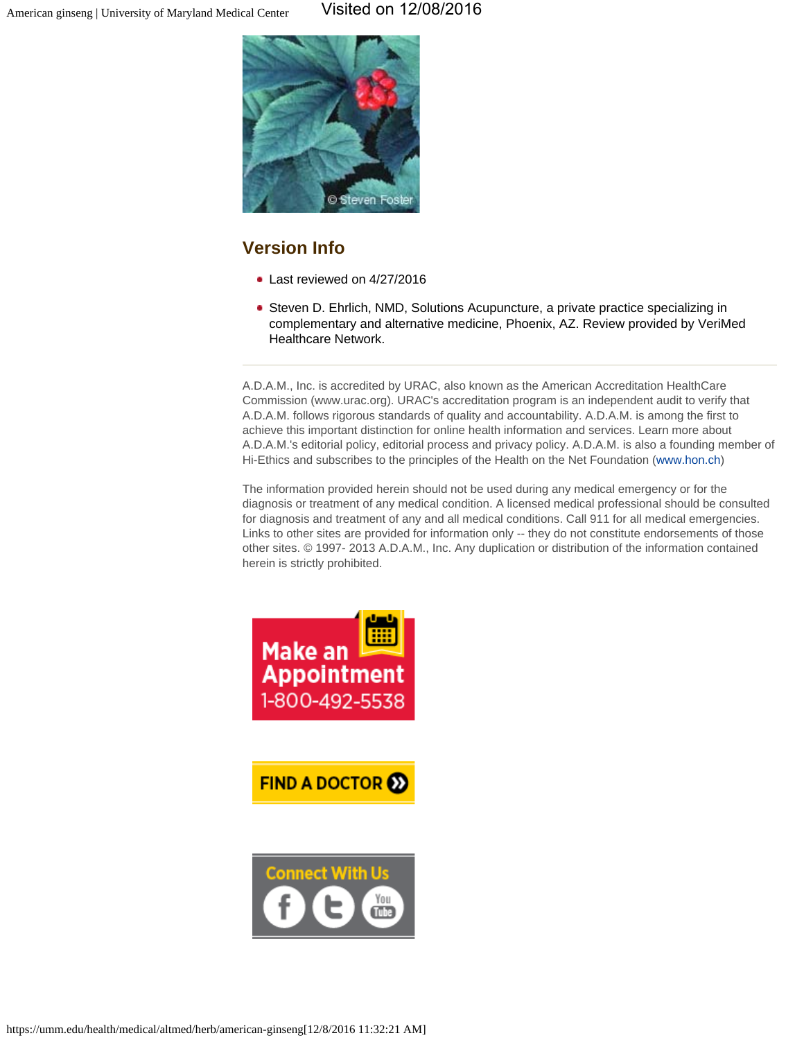## Version Info

- Last reviewed on 4/27/2016
- Steven D. Ehrlich, NMD, Solutions Acupuncture, a private practice specializing in complementary and alternative medicine, Phoenix, AZ. Review provided by VeriMed Healthcare Network.

---

A.D.A.M., Inc. is accredited by URAC, also known as the American Accreditation HealthCare Commission (www.urac.org). URAC's accreditation program is an independent audit to verify that A.D.A.M. follows rigorous standards of quality and accountability. A.D.A.M. is among the first to achieve this important distinction for online health information and services. Learn more about A.D.A.M.'s editorial policy, editorial process and privacy policy. A.D.A.M. is also a founding member of Hi-Ethics and subscribes to the principles of the Health on the Net Foundation (www.hon.ch)

The information provided herein should not be used during any medical emergency or for the diagnosis or treatment of any medical condition. A licensed medical professional should be consulted for diagnosis and treatment of any and all medical conditions. Call 911 for all medical emergencies. Links to other sites are provided for information only -- they do not constitute endorsements of those other sites. © 1997- 2013 A.D.A.M., Inc. Any duplication or distribution of the information contained herein is strictly prohibited.

Make an Appointment 1-800-492-5538

FIND A DOCTOR

Connect With Us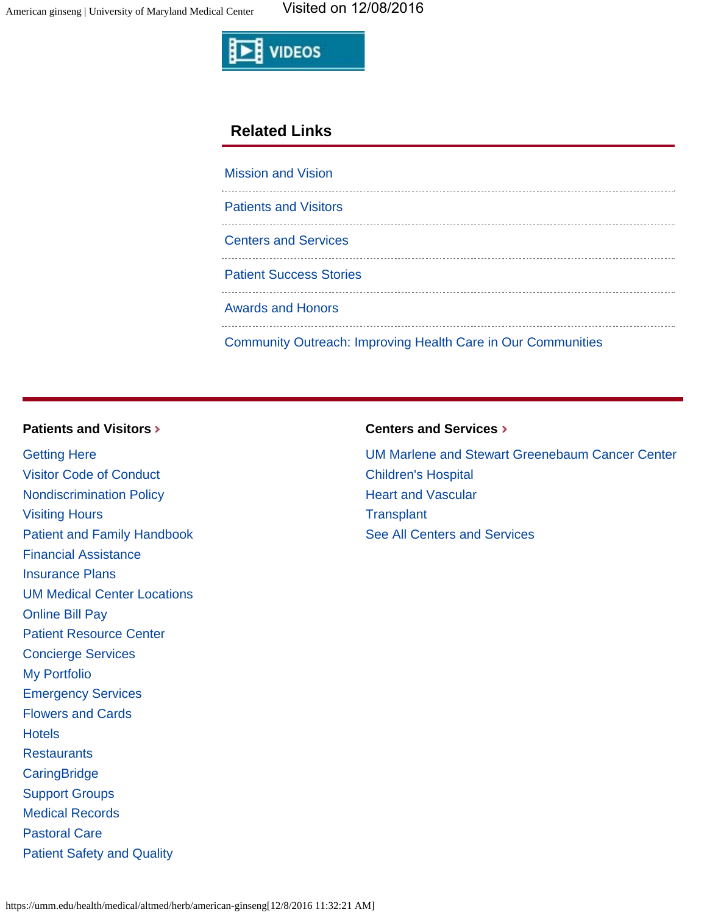VIDEOS

## Related Links

- Mission and Vision
- Patients and Visitors
- Centers and Services
- Patient Success Stories
- Awards and Honors
- Community Outreach: Improving Health Care in Our Communities

### Patients and Visitors ›

- Getting Here
- Visitor Code of Conduct
- Nondiscrimination Policy
- Visiting Hours
- Patient and Family Handbook
- Financial Assistance
- Insurance Plans
- UM Medical Center Locations
- Online Bill Pay
- Patient Resource Center
- Concierge Services
- My Portfolio
- Emergency Services
- Flowers and Cards
- Hotels
- Restaurants
- CaringBridge
- Support Groups
- Medical Records
- Pastoral Care
- Patient Safety and Quality

### Centers and Services ›

- UM Marlene and Stewart Greenebaum Cancer Center
- Children's Hospital
- Heart and Vascular
- Transplant
- See All Centers and Services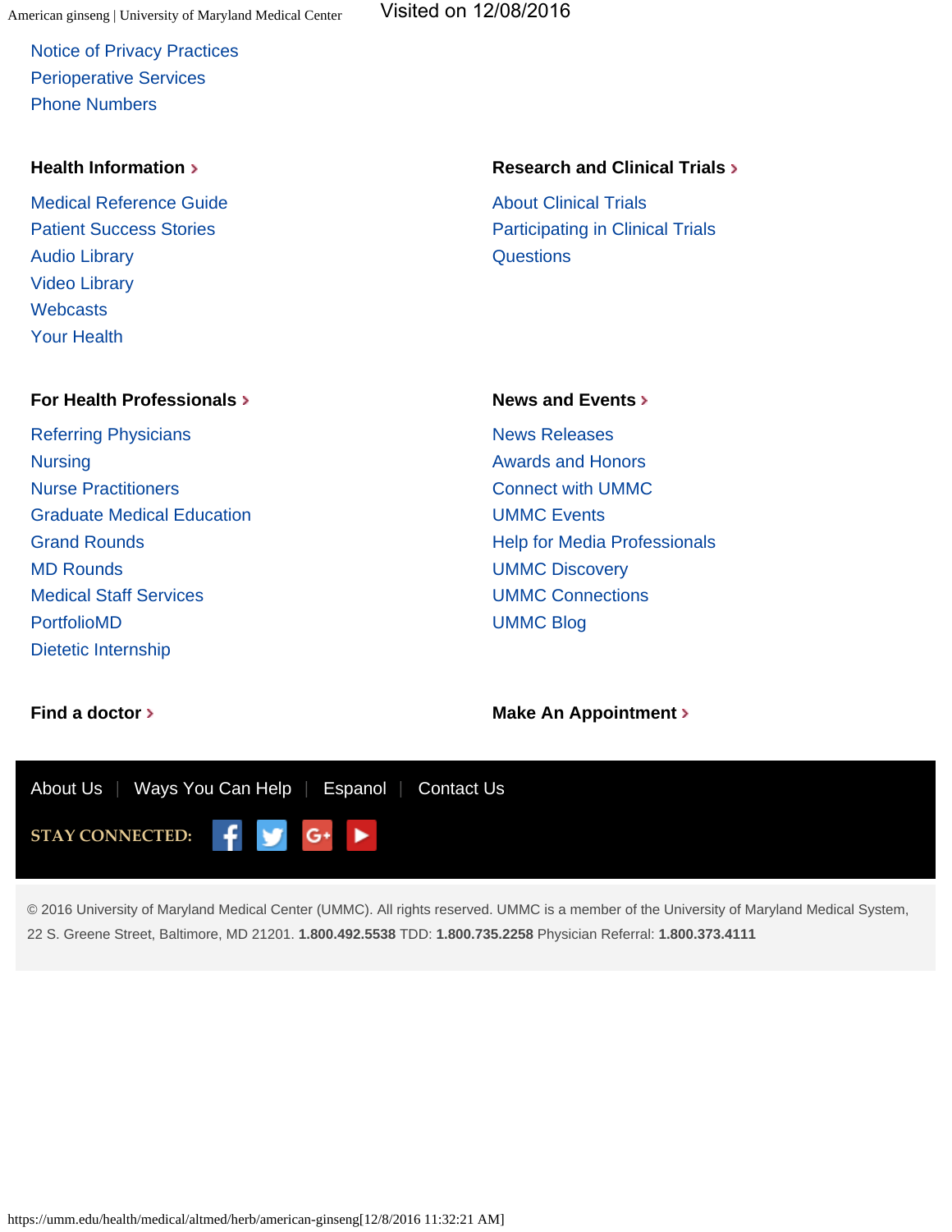Notice of Privacy Practices
Perioperative Services
Phone Numbers

### Health Information ›

- Medical Reference Guide
- Patient Success Stories
- Audio Library
- Video Library
- Webcasts
- Your Health

### Research and Clinical Trials ›

- About Clinical Trials
- Participating in Clinical Trials
- Questions

### For Health Professionals ›

- Referring Physicians
- Nursing
- Nurse Practitioners
- Graduate Medical Education
- Grand Rounds
- MD Rounds
- Medical Staff Services
- PortfolioMD
- Dietetic Internship

### News and Events ›

- News Releases
- Awards and Honors
- Connect with UMMC
- UMMC Events
- Help for Media Professionals
- UMMC Discovery
- UMMC Connections
- UMMC Blog

### Find a doctor ›

### Make An Appointment ›

About Us | Ways You Can Help | Espanol | Contact Us

STAY CONNECTED:

© 2016 University of Maryland Medical Center (UMMC). All rights reserved. UMMC is a member of the University of Maryland Medical System, 22 S. Greene Street, Baltimore, MD 21201. **1.800.492.5538** TDD: **1.800.735.2258** Physician Referral: **1.800.373.4111**